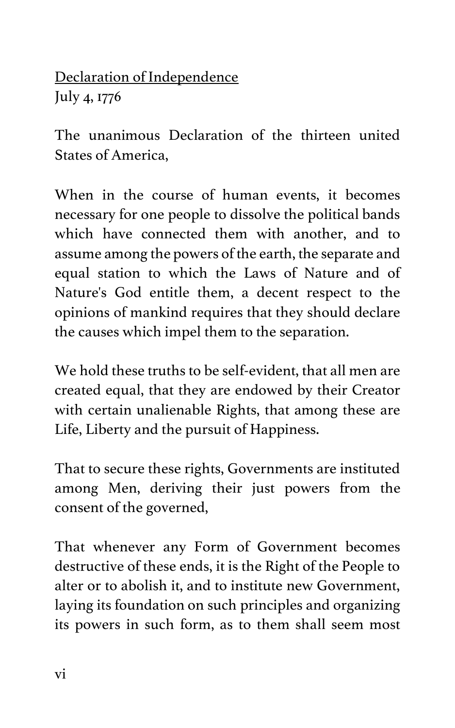<u>Declaration of Independence</u>
July 4, 1776

The unanimous Declaration of the thirteen united States of America,

When in the course of human events, it becomes necessary for one people to dissolve the political bands which have connected them with another, and to assume among the powers of the earth, the separate and equal station to which the Laws of Nature and of Nature's God entitle them, a decent respect to the opinions of mankind requires that they should declare the causes which impel them to the separation.

We hold these truths to be self-evident, that all men are created equal, that they are endowed by their Creator with certain unalienable Rights, that among these are Life, Liberty and the pursuit of Happiness.

That to secure these rights, Governments are instituted among Men, deriving their just powers from the consent of the governed,

That whenever any Form of Government becomes destructive of these ends, it is the Right of the People to alter or to abolish it, and to institute new Government, laying its foundation on such principles and organizing its powers in such form, as to them shall seem most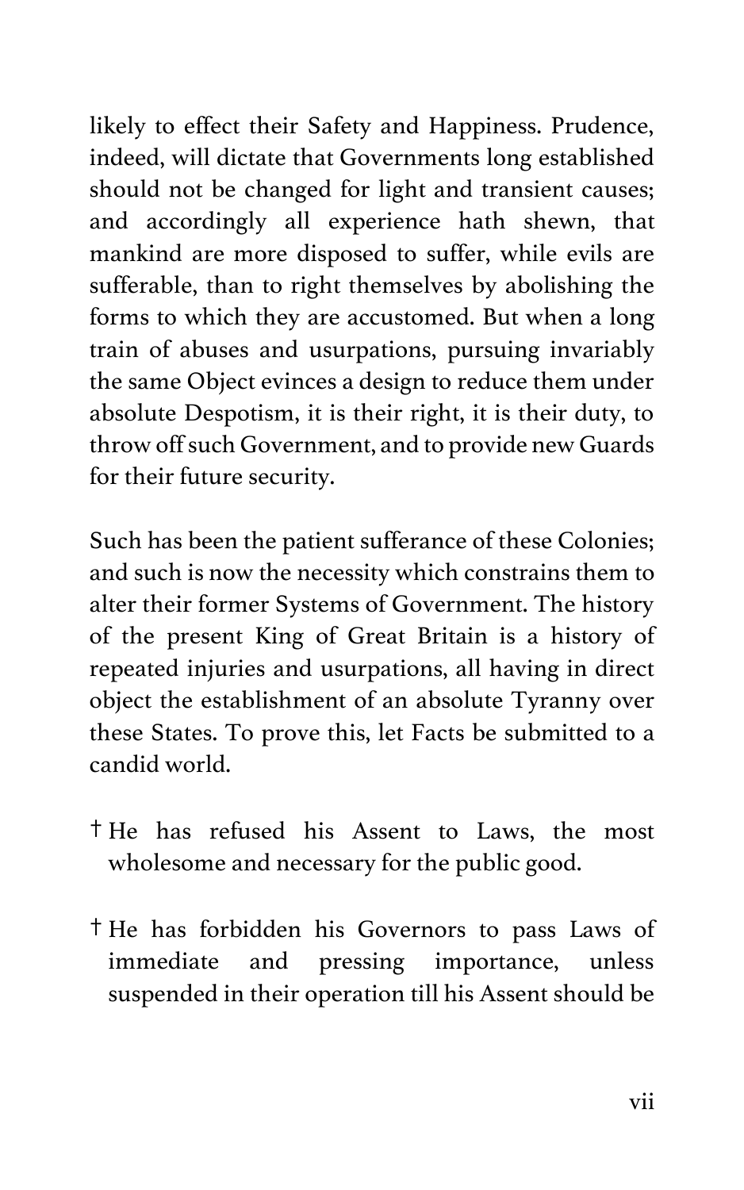likely to effect their Safety and Happiness. Prudence, indeed, will dictate that Governments long established should not be changed for light and transient causes; and accordingly all experience hath shewn, that mankind are more disposed to suffer, while evils are sufferable, than to right themselves by abolishing the forms to which they are accustomed. But when a long train of abuses and usurpations, pursuing invariably the same Object evinces a design to reduce them under absolute Despotism, it is their right, it is their duty, to throw off such Government, and to provide new Guards for their future security.

Such has been the patient sufferance of these Colonies; and such is now the necessity which constrains them to alter their former Systems of Government. The history of the present King of Great Britain is a history of repeated injuries and usurpations, all having in direct object the establishment of an absolute Tyranny over these States. To prove this, let Facts be submitted to a candid world.

† He has refused his Assent to Laws, the most wholesome and necessary for the public good.

† He has forbidden his Governors to pass Laws of immediate and pressing importance, unless suspended in their operation till his Assent should be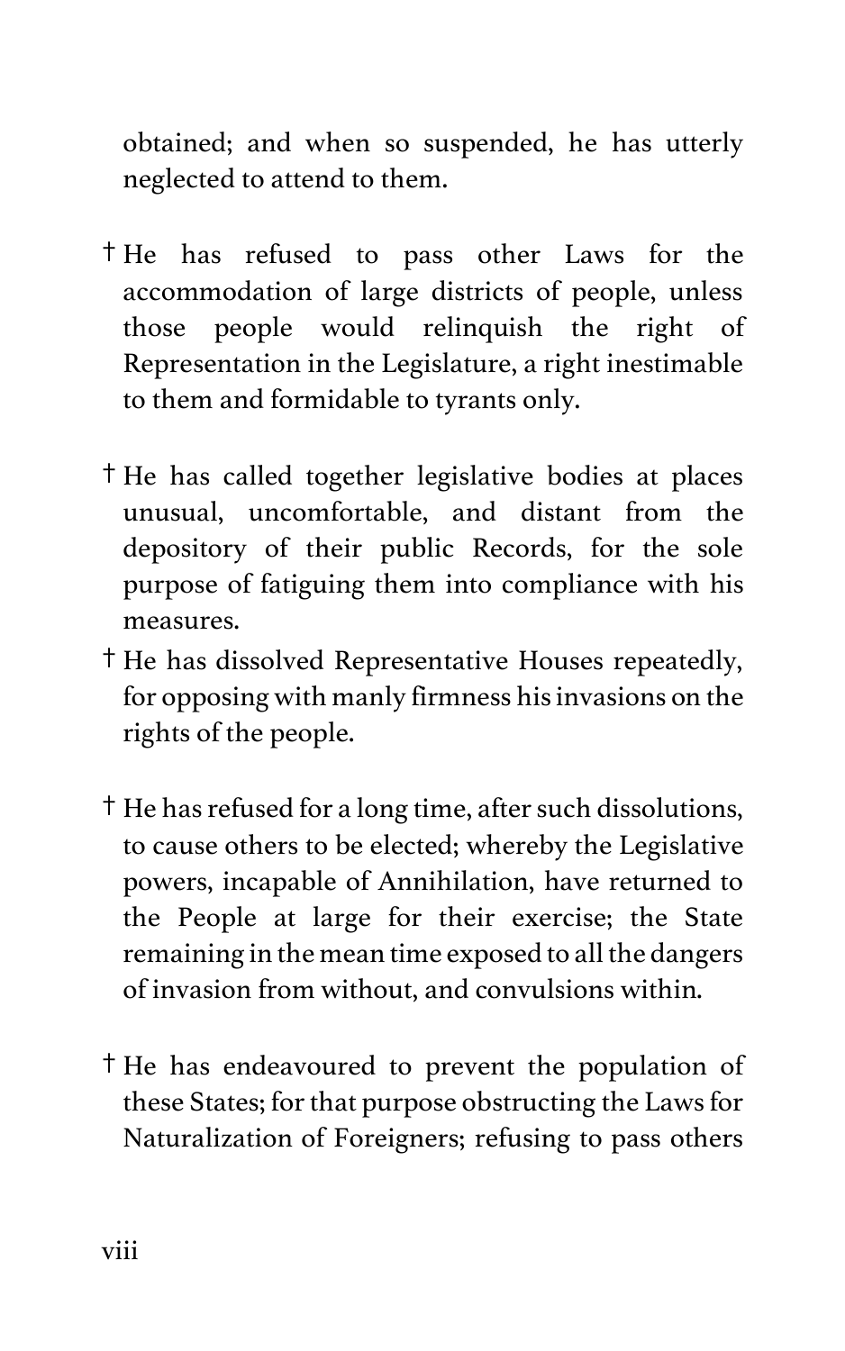obtained; and when so suspended, he has utterly neglected to attend to them.

† He has refused to pass other Laws for the accommodation of large districts of people, unless those people would relinquish the right of Representation in the Legislature, a right inestimable to them and formidable to tyrants only.

† He has called together legislative bodies at places unusual, uncomfortable, and distant from the depository of their public Records, for the sole purpose of fatiguing them into compliance with his measures.

† He has dissolved Representative Houses repeatedly, for opposing with manly firmness his invasions on the rights of the people.

† He has refused for a long time, after such dissolutions, to cause others to be elected; whereby the Legislative powers, incapable of Annihilation, have returned to the People at large for their exercise; the State remaining in the mean time exposed to all the dangers of invasion from without, and convulsions within.

† He has endeavoured to prevent the population of these States; for that purpose obstructing the Laws for Naturalization of Foreigners; refusing to pass others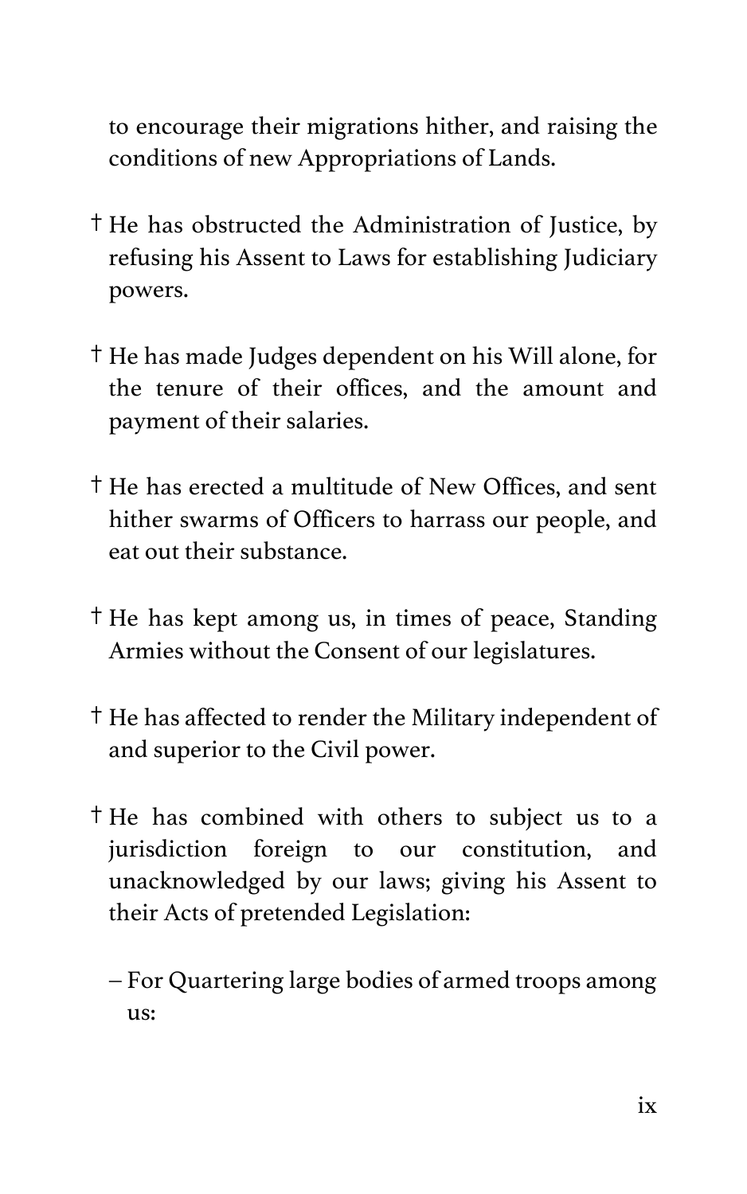to encourage their migrations hither, and raising the conditions of new Appropriations of Lands.

† He has obstructed the Administration of Justice, by refusing his Assent to Laws for establishing Judiciary powers.

† He has made Judges dependent on his Will alone, for the tenure of their offices, and the amount and payment of their salaries.

† He has erected a multitude of New Offices, and sent hither swarms of Officers to harrass our people, and eat out their substance.

† He has kept among us, in times of peace, Standing Armies without the Consent of our legislatures.

† He has affected to render the Military independent of and superior to the Civil power.

† He has combined with others to subject us to a jurisdiction foreign to our constitution, and unacknowledged by our laws; giving his Assent to their Acts of pretended Legislation:

– For Quartering large bodies of armed troops among us: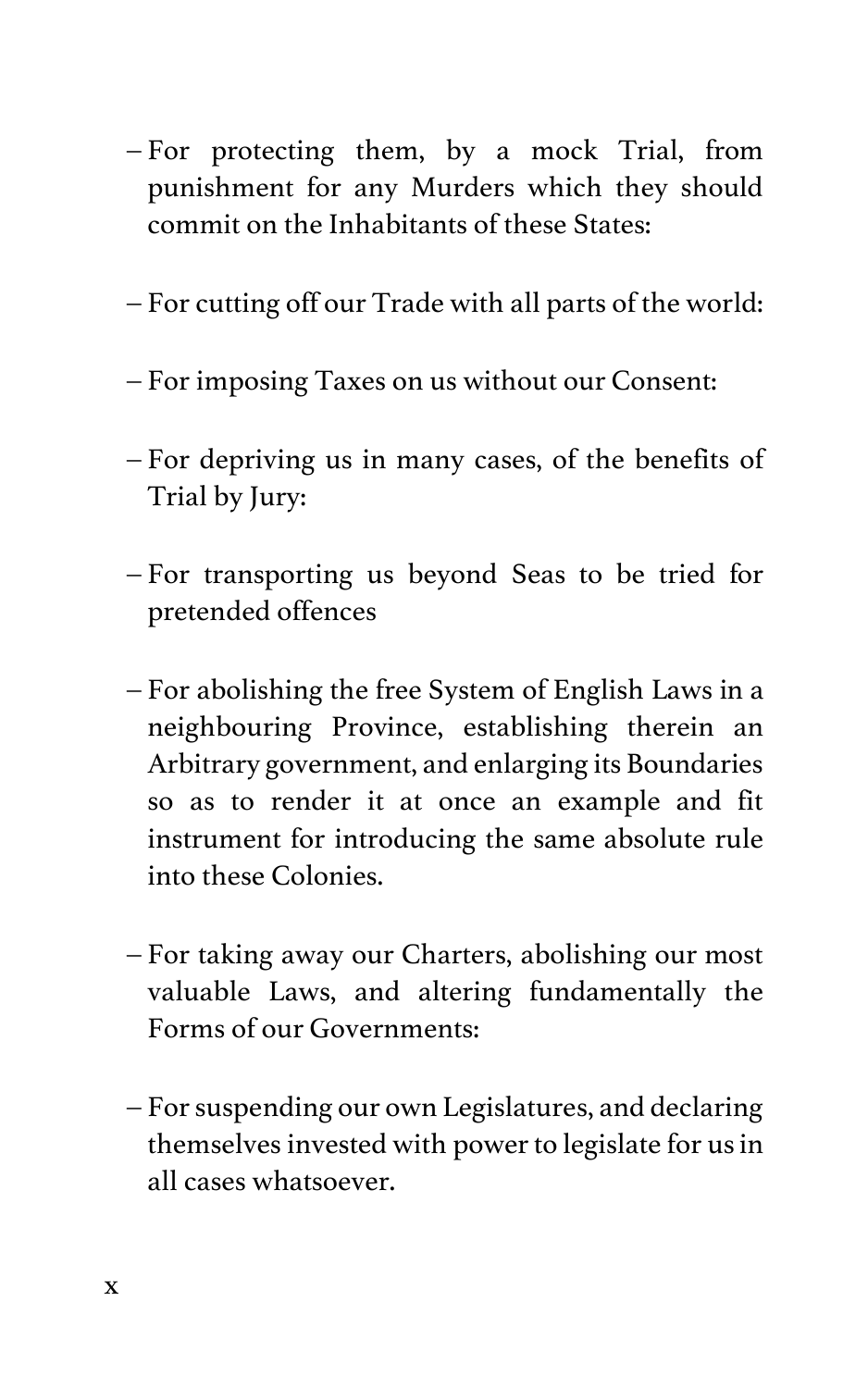– For protecting them, by a mock Trial, from punishment for any Murders which they should commit on the Inhabitants of these States:

– For cutting off our Trade with all parts of the world:

– For imposing Taxes on us without our Consent:

– For depriving us in many cases, of the benefits of Trial by Jury:

– For transporting us beyond Seas to be tried for pretended offences

– For abolishing the free System of English Laws in a neighbouring Province, establishing therein an Arbitrary government, and enlarging its Boundaries so as to render it at once an example and fit instrument for introducing the same absolute rule into these Colonies.

– For taking away our Charters, abolishing our most valuable Laws, and altering fundamentally the Forms of our Governments:

– For suspending our own Legislatures, and declaring themselves invested with power to legislate for us in all cases whatsoever.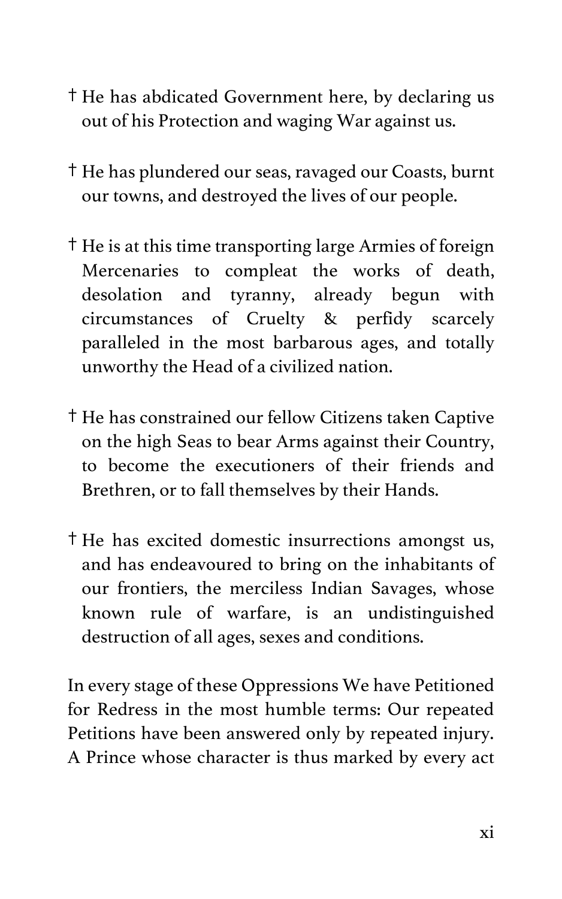† He has abdicated Government here, by declaring us out of his Protection and waging War against us.

† He has plundered our seas, ravaged our Coasts, burnt our towns, and destroyed the lives of our people.

† He is at this time transporting large Armies of foreign Mercenaries to compleat the works of death, desolation and tyranny, already begun with circumstances of Cruelty & perfidy scarcely paralleled in the most barbarous ages, and totally unworthy the Head of a civilized nation.

† He has constrained our fellow Citizens taken Captive on the high Seas to bear Arms against their Country, to become the executioners of their friends and Brethren, or to fall themselves by their Hands.

† He has excited domestic insurrections amongst us, and has endeavoured to bring on the inhabitants of our frontiers, the merciless Indian Savages, whose known rule of warfare, is an undistinguished destruction of all ages, sexes and conditions.

In every stage of these Oppressions We have Petitioned for Redress in the most humble terms: Our repeated Petitions have been answered only by repeated injury. A Prince whose character is thus marked by every act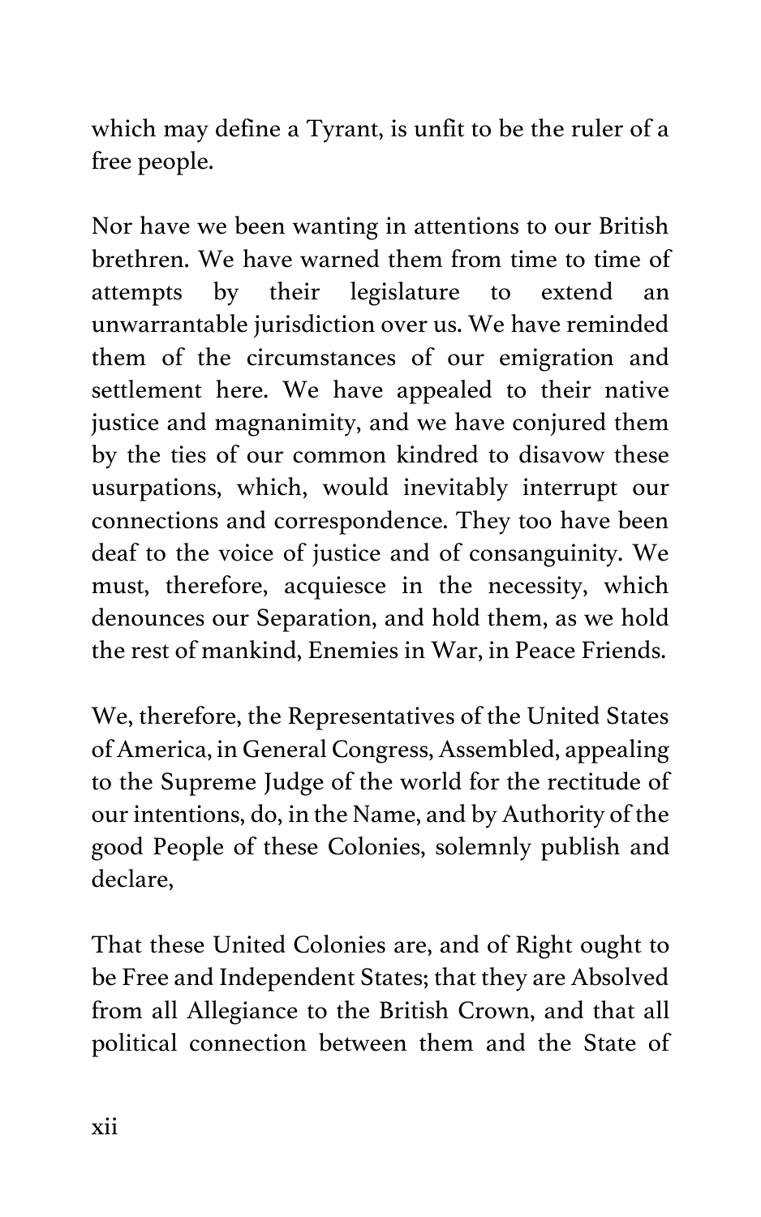which may define a Tyrant, is unfit to be the ruler of a free people.

Nor have we been wanting in attentions to our British brethren. We have warned them from time to time of attempts by their legislature to extend an unwarrantable jurisdiction over us. We have reminded them of the circumstances of our emigration and settlement here. We have appealed to their native justice and magnanimity, and we have conjured them by the ties of our common kindred to disavow these usurpations, which, would inevitably interrupt our connections and correspondence. They too have been deaf to the voice of justice and of consanguinity. We must, therefore, acquiesce in the necessity, which denounces our Separation, and hold them, as we hold the rest of mankind, Enemies in War, in Peace Friends.

We, therefore, the Representatives of the United States of America, in General Congress, Assembled, appealing to the Supreme Judge of the world for the rectitude of our intentions, do, in the Name, and by Authority of the good People of these Colonies, solemnly publish and declare,

That these United Colonies are, and of Right ought to be Free and Independent States; that they are Absolved from all Allegiance to the British Crown, and that all political connection between them and the State of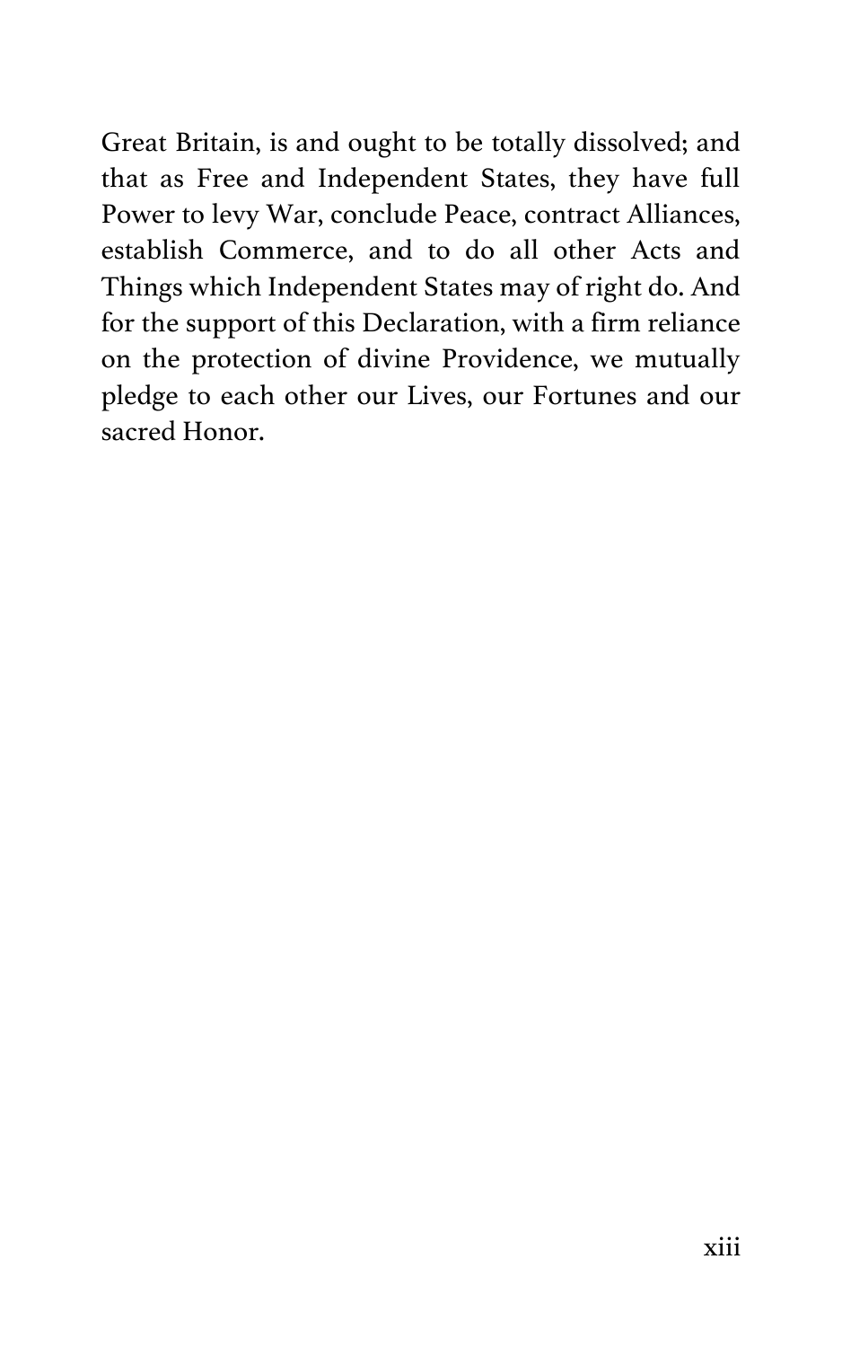Great Britain, is and ought to be totally dissolved; and that as Free and Independent States, they have full Power to levy War, conclude Peace, contract Alliances, establish Commerce, and to do all other Acts and Things which Independent States may of right do. And for the support of this Declaration, with a firm reliance on the protection of divine Providence, we mutually pledge to each other our Lives, our Fortunes and our sacred Honor.